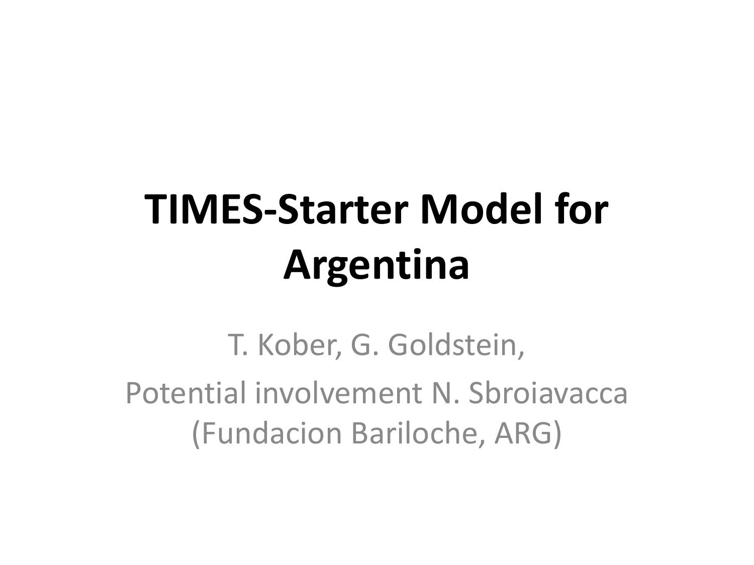# TIMES-Starter Model for Argentina

T. Kober, G. Goldstein,

Potential involvement N. Sbroiavacca (Fundacion Bariloche, ARG)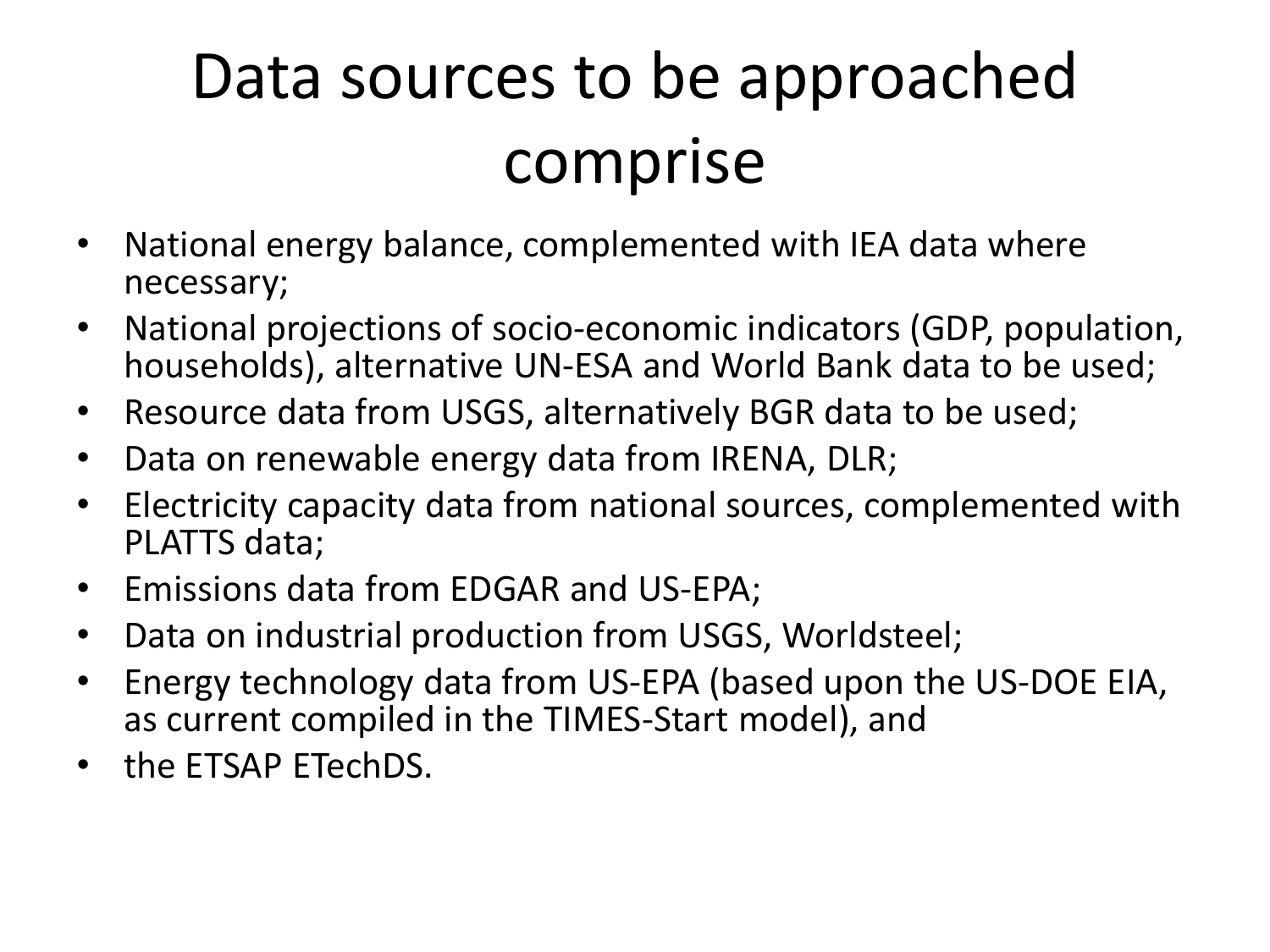# Data sources to be approached comprise

- National energy balance, complemented with IEA data where necessary;
- National projections of socio-economic indicators (GDP, population, households), alternative UN-ESA and World Bank data to be used;
- Resource data from USGS, alternatively BGR data to be used;
- Data on renewable energy data from IRENA, DLR;
- Electricity capacity data from national sources, complemented with PLATTS data;
- Emissions data from EDGAR and US-EPA;
- Data on industrial production from USGS, Worldsteel;
- Energy technology data from US-EPA (based upon the US-DOE EIA, as current compiled in the TIMES-Start model), and
- the ETSAP ETechDS.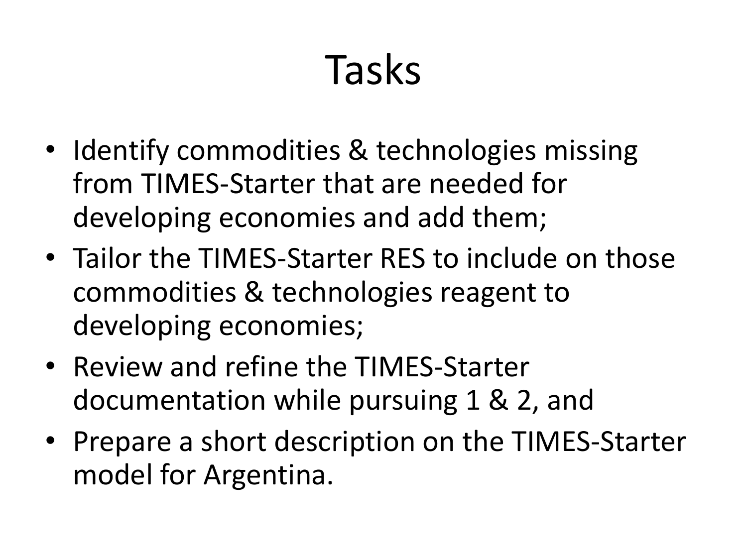# Tasks

- Identify commodities & technologies missing from TIMES-Starter that are needed for developing economies and add them;
- Tailor the TIMES-Starter RES to include on those commodities & technologies reagent to developing economies;
- Review and refine the TIMES-Starter documentation while pursuing 1 & 2, and
- Prepare a short description on the TIMES-Starter model for Argentina.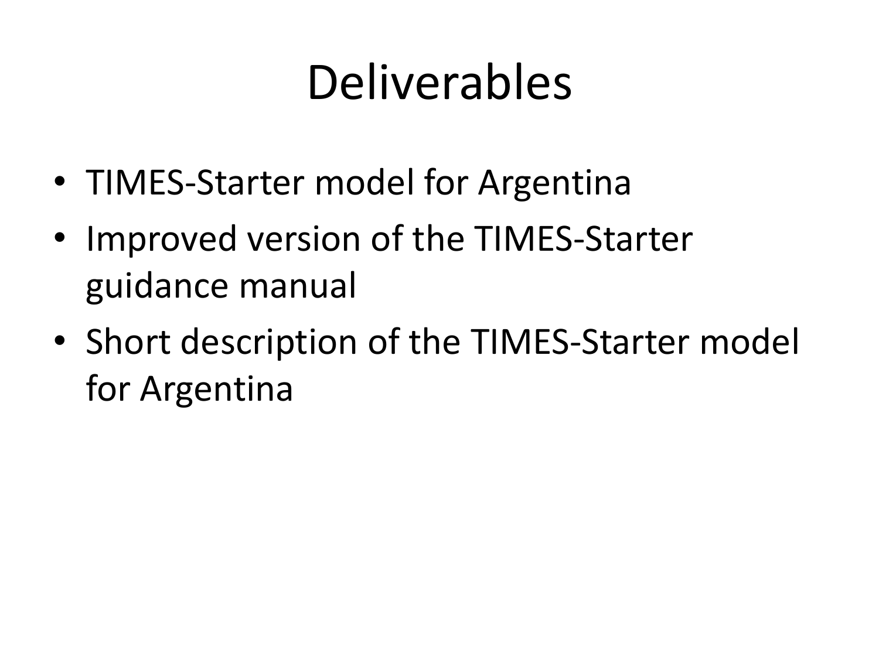# Deliverables

- TIMES-Starter model for Argentina
- Improved version of the TIMES-Starter guidance manual
- Short description of the TIMES-Starter model for Argentina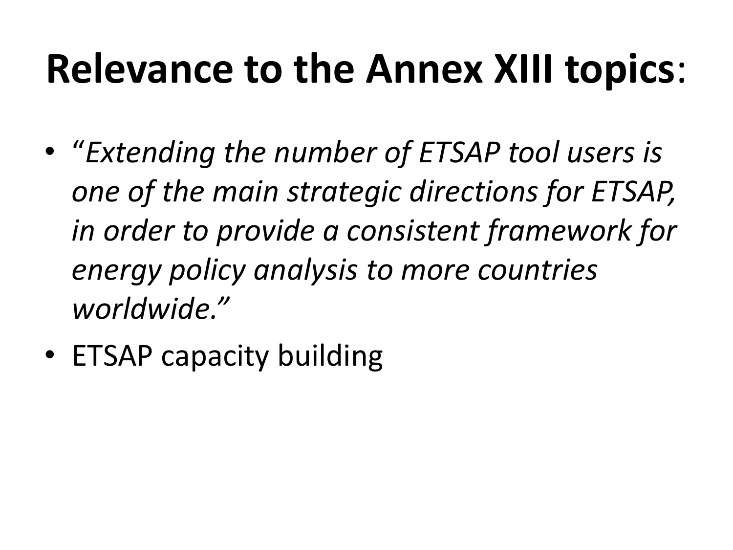# **Relevance to the Annex XIII topics**:

- "*Extending the number of ETSAP tool users is one of the main strategic directions for ETSAP, in order to provide a consistent framework for energy policy analysis to more countries worldwide.*"
- ETSAP capacity building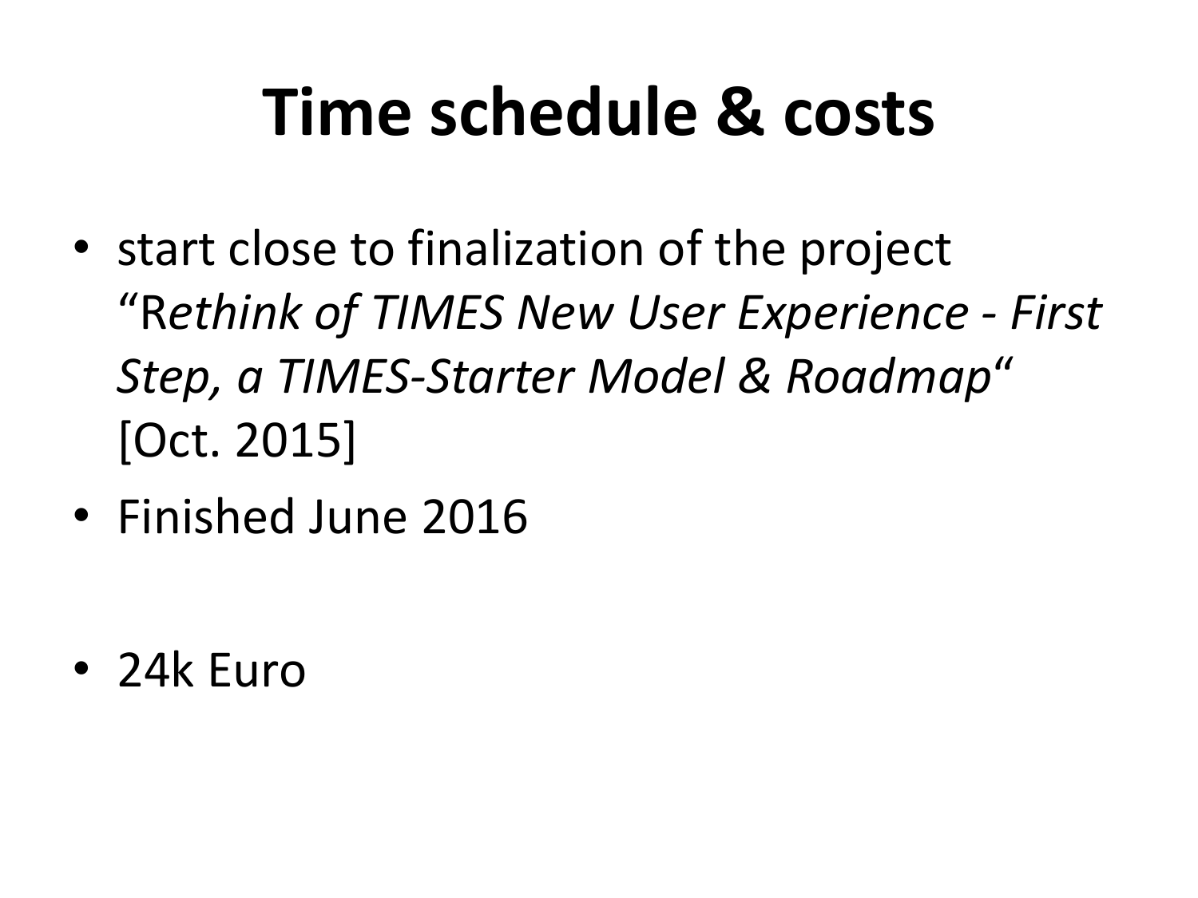# Time schedule & costs

- start close to finalization of the project "R*ethink of TIMES New User Experience - First Step, a TIMES-Starter Model & Roadmap*" [Oct. 2015]
- Finished June 2016
- 24k Euro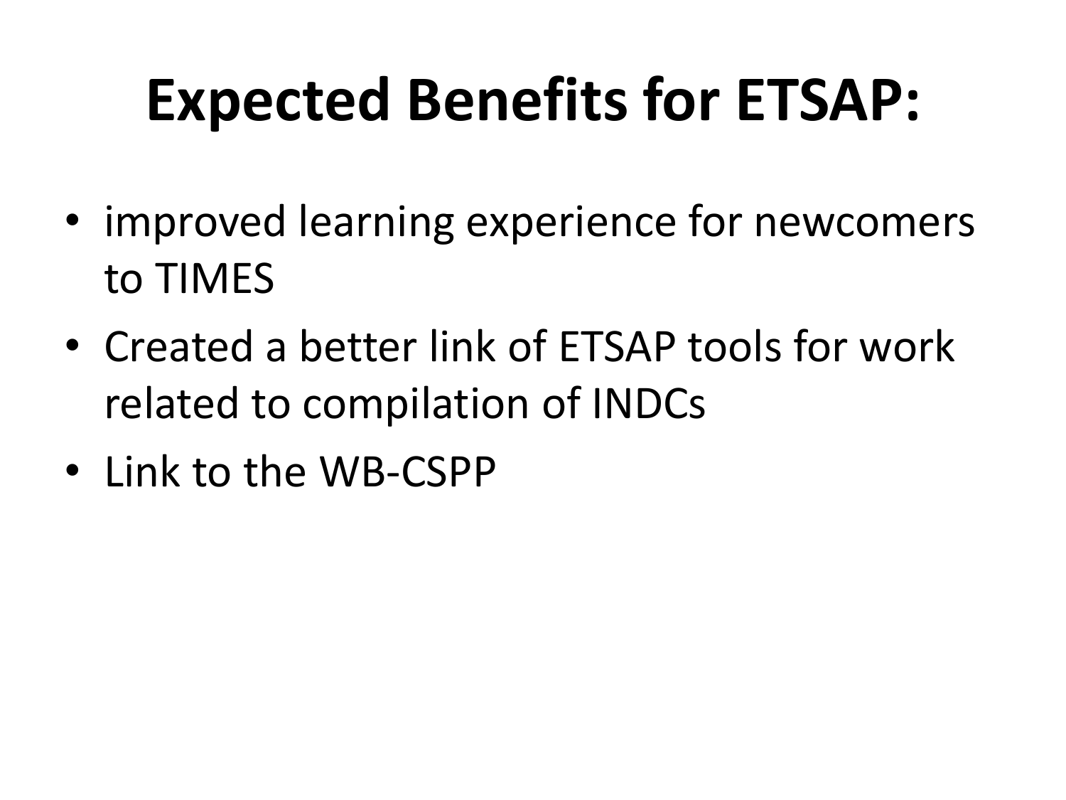# Expected Benefits for ETSAP:

- improved learning experience for newcomers to TIMES
- Created a better link of ETSAP tools for work related to compilation of INDCs
- Link to the WB-CSPP